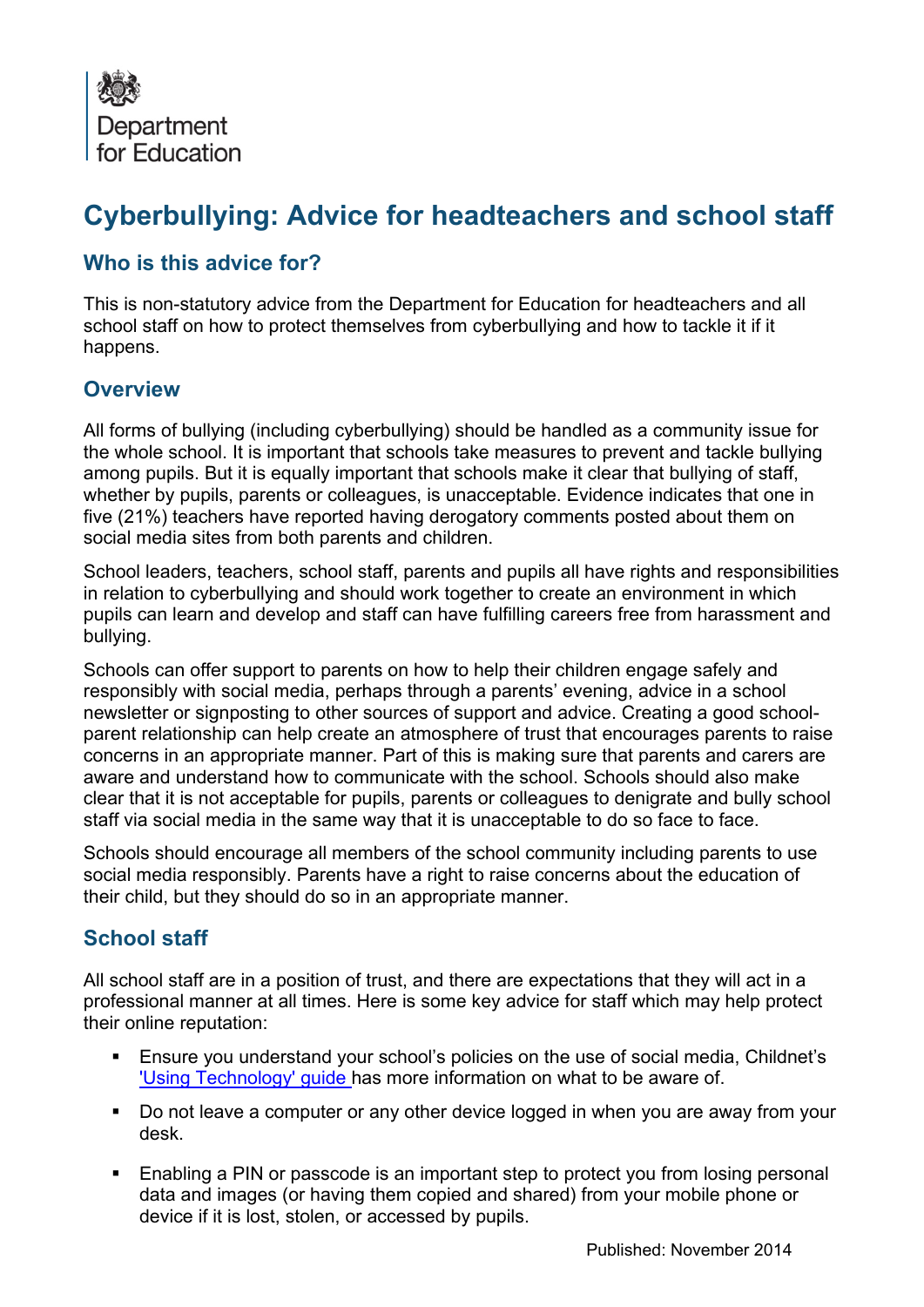Department for Education

# Cyberbullying: Advice for headteachers and school staff

## Who is this advice for?

This is non-statutory advice from the Department for Education for headteachers and all school staff on how to protect themselves from cyberbullying and how to tackle it if it happens.

## Overview

All forms of bullying (including cyberbullying) should be handled as a community issue for the whole school. It is important that schools take measures to prevent and tackle bullying among pupils. But it is equally important that schools make it clear that bullying of staff, whether by pupils, parents or colleagues, is unacceptable. Evidence indicates that one in five (21%) teachers have reported having derogatory comments posted about them on social media sites from both parents and children.

School leaders, teachers, school staff, parents and pupils all have rights and responsibilities in relation to cyberbullying and should work together to create an environment in which pupils can learn and develop and staff can have fulfilling careers free from harassment and bullying.

Schools can offer support to parents on how to help their children engage safely and responsibly with social media, perhaps through a parents' evening, advice in a school newsletter or signposting to other sources of support and advice. Creating a good school-parent relationship can help create an atmosphere of trust that encourages parents to raise concerns in an appropriate manner. Part of this is making sure that parents and carers are aware and understand how to communicate with the school. Schools should also make clear that it is not acceptable for pupils, parents or colleagues to denigrate and bully school staff via social media in the same way that it is unacceptable to do so face to face.

Schools should encourage all members of the school community including parents to use social media responsibly. Parents have a right to raise concerns about the education of their child, but they should do so in an appropriate manner.

## School staff

All school staff are in a position of trust, and there are expectations that they will act in a professional manner at all times. Here is some key advice for staff which may help protect their online reputation:

- Ensure you understand your school's policies on the use of social media, Childnet's 'Using Technology' guide has more information on what to be aware of.
- Do not leave a computer or any other device logged in when you are away from your desk.
- Enabling a PIN or passcode is an important step to protect you from losing personal data and images (or having them copied and shared) from your mobile phone or device if it is lost, stolen, or accessed by pupils.

Published: November 2014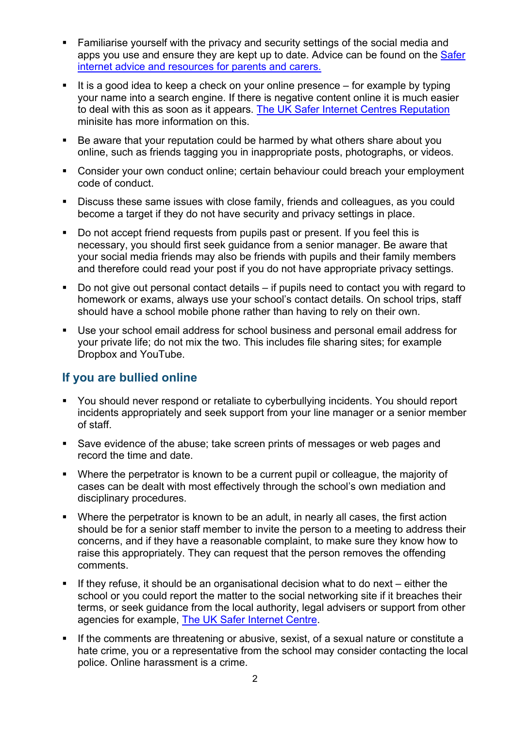- Familiarise yourself with the privacy and security settings of the social media and apps you use and ensure they are kept up to date. Advice can be found on the Safer internet advice and resources for parents and carers.

- It is a good idea to keep a check on your online presence – for example by typing your name into a search engine. If there is negative content online it is much easier to deal with this as soon as it appears. The UK Safer Internet Centres Reputation minisite has more information on this.

- Be aware that your reputation could be harmed by what others share about you online, such as friends tagging you in inappropriate posts, photographs, or videos.

- Consider your own conduct online; certain behaviour could breach your employment code of conduct.

- Discuss these same issues with close family, friends and colleagues, as you could become a target if they do not have security and privacy settings in place.

- Do not accept friend requests from pupils past or present. If you feel this is necessary, you should first seek guidance from a senior manager. Be aware that your social media friends may also be friends with pupils and their family members and therefore could read your post if you do not have appropriate privacy settings.

- Do not give out personal contact details – if pupils need to contact you with regard to homework or exams, always use your school's contact details. On school trips, staff should have a school mobile phone rather than having to rely on their own.

- Use your school email address for school business and personal email address for your private life; do not mix the two. This includes file sharing sites; for example Dropbox and YouTube.

## If you are bullied online

- You should never respond or retaliate to cyberbullying incidents. You should report incidents appropriately and seek support from your line manager or a senior member of staff.

- Save evidence of the abuse; take screen prints of messages or web pages and record the time and date.

- Where the perpetrator is known to be a current pupil or colleague, the majority of cases can be dealt with most effectively through the school's own mediation and disciplinary procedures.

- Where the perpetrator is known to be an adult, in nearly all cases, the first action should be for a senior staff member to invite the person to a meeting to address their concerns, and if they have a reasonable complaint, to make sure they know how to raise this appropriately. They can request that the person removes the offending comments.

- If they refuse, it should be an organisational decision what to do next – either the school or you could report the matter to the social networking site if it breaches their terms, or seek guidance from the local authority, legal advisers or support from other agencies for example, The UK Safer Internet Centre.

- If the comments are threatening or abusive, sexist, of a sexual nature or constitute a hate crime, you or a representative from the school may consider contacting the local police. Online harassment is a crime.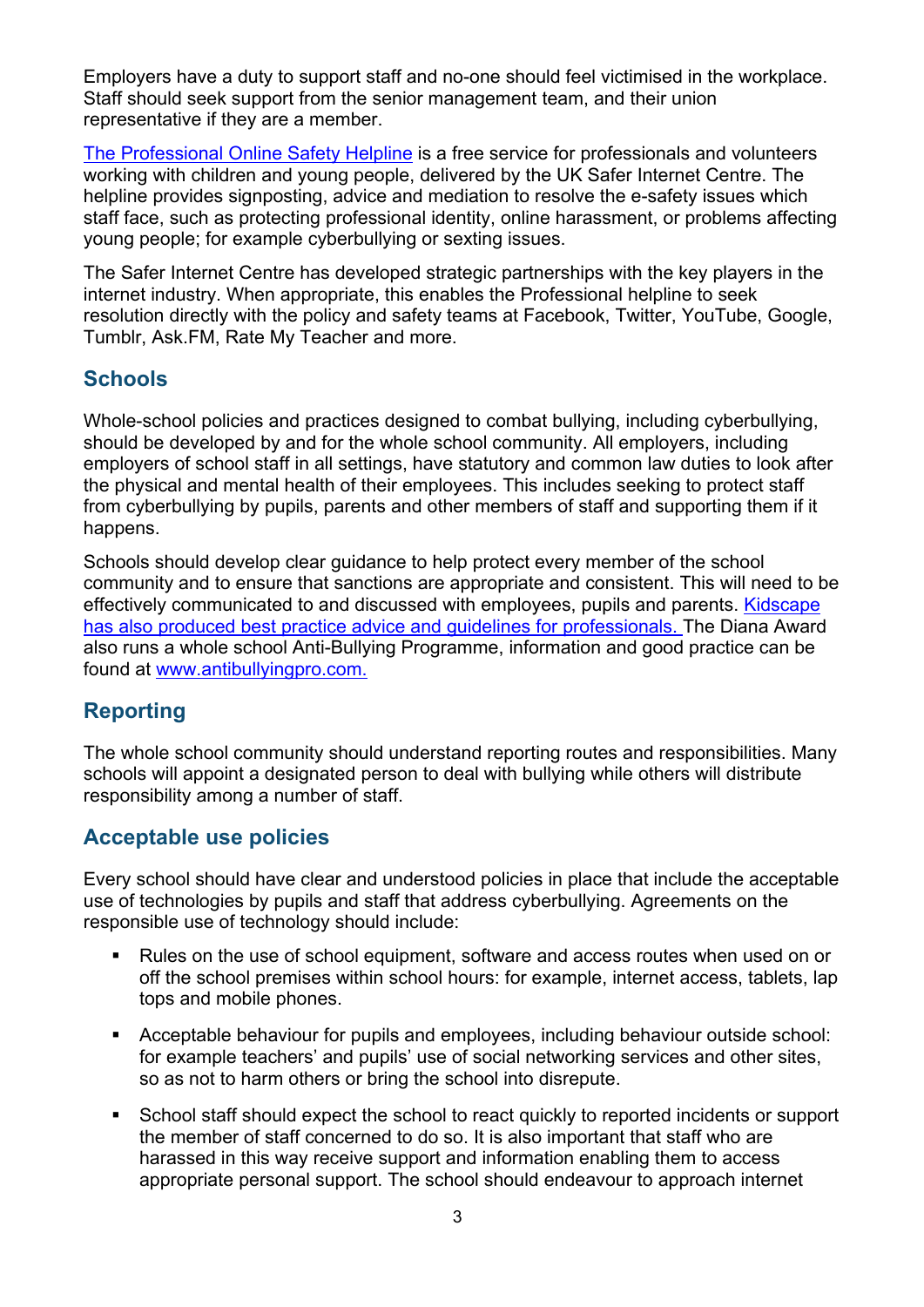Employers have a duty to support staff and no-one should feel victimised in the workplace. Staff should seek support from the senior management team, and their union representative if they are a member.

[The Professional Online Safety Helpline] is a free service for professionals and volunteers working with children and young people, delivered by the UK Safer Internet Centre. The helpline provides signposting, advice and mediation to resolve the e-safety issues which staff face, such as protecting professional identity, online harassment, or problems affecting young people; for example cyberbullying or sexting issues.

The Safer Internet Centre has developed strategic partnerships with the key players in the internet industry. When appropriate, this enables the Professional helpline to seek resolution directly with the policy and safety teams at Facebook, Twitter, YouTube, Google, Tumblr, Ask.FM, Rate My Teacher and more.

## Schools

Whole-school policies and practices designed to combat bullying, including cyberbullying, should be developed by and for the whole school community. All employers, including employers of school staff in all settings, have statutory and common law duties to look after the physical and mental health of their employees. This includes seeking to protect staff from cyberbullying by pupils, parents and other members of staff and supporting them if it happens.

Schools should develop clear guidance to help protect every member of the school community and to ensure that sanctions are appropriate and consistent. This will need to be effectively communicated to and discussed with employees, pupils and parents. Kidscape has also produced best practice advice and guidelines for professionals. The Diana Award also runs a whole school Anti-Bullying Programme, information and good practice can be found at www.antibullyingpro.com.

## Reporting

The whole school community should understand reporting routes and responsibilities. Many schools will appoint a designated person to deal with bullying while others will distribute responsibility among a number of staff.

## Acceptable use policies

Every school should have clear and understood policies in place that include the acceptable use of technologies by pupils and staff that address cyberbullying. Agreements on the responsible use of technology should include:

- Rules on the use of school equipment, software and access routes when used on or off the school premises within school hours: for example, internet access, tablets, lap tops and mobile phones.
- Acceptable behaviour for pupils and employees, including behaviour outside school: for example teachers' and pupils' use of social networking services and other sites, so as not to harm others or bring the school into disrepute.
- School staff should expect the school to react quickly to reported incidents or support the member of staff concerned to do so. It is also important that staff who are harassed in this way receive support and information enabling them to access appropriate personal support. The school should endeavour to approach internet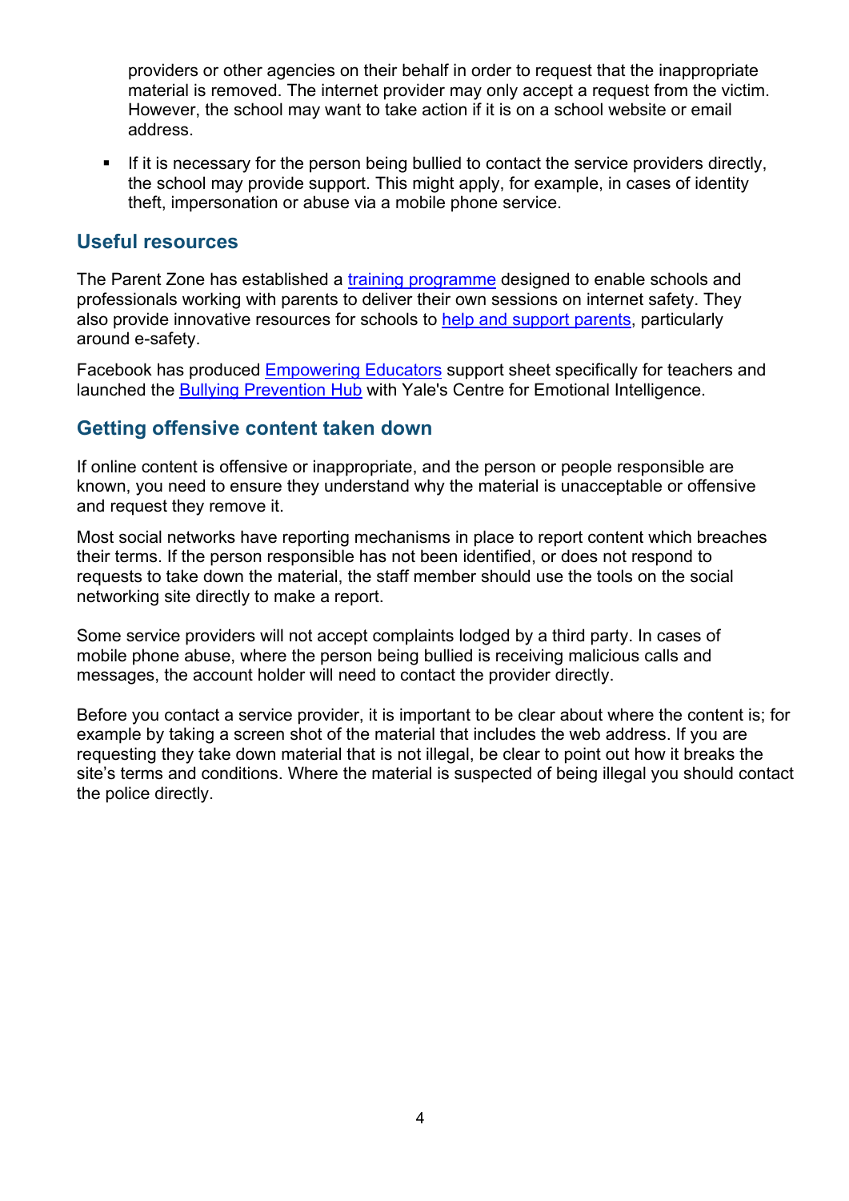providers or other agencies on their behalf in order to request that the inappropriate material is removed. The internet provider may only accept a request from the victim. However, the school may want to take action if it is on a school website or email address.

- If it is necessary for the person being bullied to contact the service providers directly, the school may provide support. This might apply, for example, in cases of identity theft, impersonation or abuse via a mobile phone service.

## Useful resources

The Parent Zone has established a training programme designed to enable schools and professionals working with parents to deliver their own sessions on internet safety. They also provide innovative resources for schools to help and support parents, particularly around e-safety.

Facebook has produced Empowering Educators support sheet specifically for teachers and launched the Bullying Prevention Hub with Yale's Centre for Emotional Intelligence.

## Getting offensive content taken down

If online content is offensive or inappropriate, and the person or people responsible are known, you need to ensure they understand why the material is unacceptable or offensive and request they remove it.

Most social networks have reporting mechanisms in place to report content which breaches their terms. If the person responsible has not been identified, or does not respond to requests to take down the material, the staff member should use the tools on the social networking site directly to make a report.

Some service providers will not accept complaints lodged by a third party. In cases of mobile phone abuse, where the person being bullied is receiving malicious calls and messages, the account holder will need to contact the provider directly.

Before you contact a service provider, it is important to be clear about where the content is; for example by taking a screen shot of the material that includes the web address. If you are requesting they take down material that is not illegal, be clear to point out how it breaks the site's terms and conditions. Where the material is suspected of being illegal you should contact the police directly.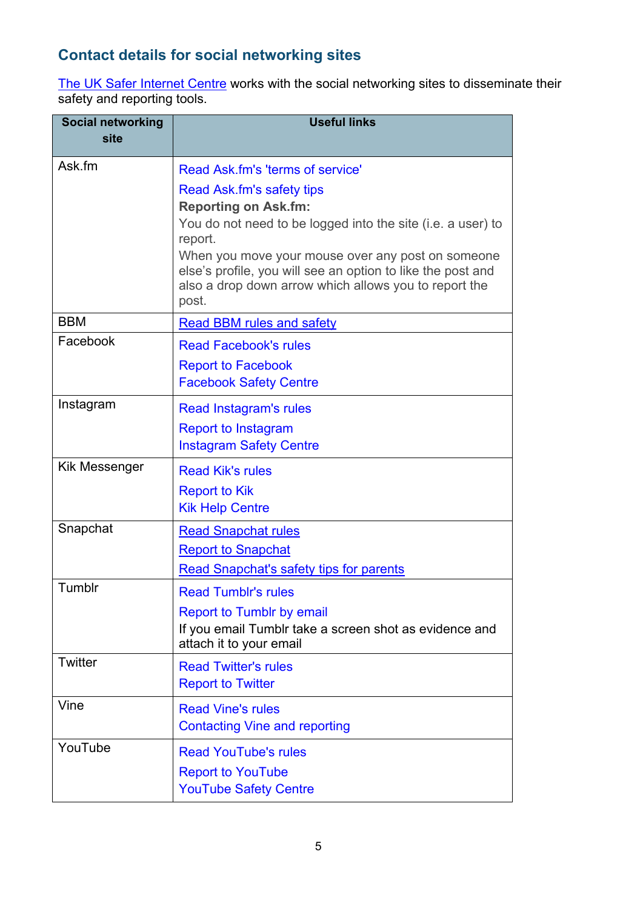## Contact details for social networking sites

The UK Safer Internet Centre works with the social networking sites to disseminate their safety and reporting tools.

| Social networking site | Useful links |
| --- | --- |
| Ask.fm | Read Ask.fm's 'terms of service'<br>Read Ask.fm's safety tips<br>**Reporting on Ask.fm:**<br>You do not need to be logged into the site (i.e. a user) to report.<br>When you move your mouse over any post on someone else's profile, you will see an option to like the post and also a drop down arrow which allows you to report the post. |
| BBM | Read BBM rules and safety |
| Facebook | Read Facebook's rules<br>Report to Facebook<br>Facebook Safety Centre |
| Instagram | Read Instagram's rules<br>Report to Instagram<br>Instagram Safety Centre |
| Kik Messenger | Read Kik's rules<br>Report to Kik<br>Kik Help Centre |
| Snapchat | Read Snapchat rules<br>Report to Snapchat<br>Read Snapchat's safety tips for parents |
| Tumblr | Read Tumblr's rules<br>Report to Tumblr by email<br>If you email Tumblr take a screen shot as evidence and attach it to your email |
| Twitter | Read Twitter's rules<br>Report to Twitter |
| Vine | Read Vine's rules<br>Contacting Vine and reporting |
| YouTube | Read YouTube's rules<br>Report to YouTube<br>YouTube Safety Centre |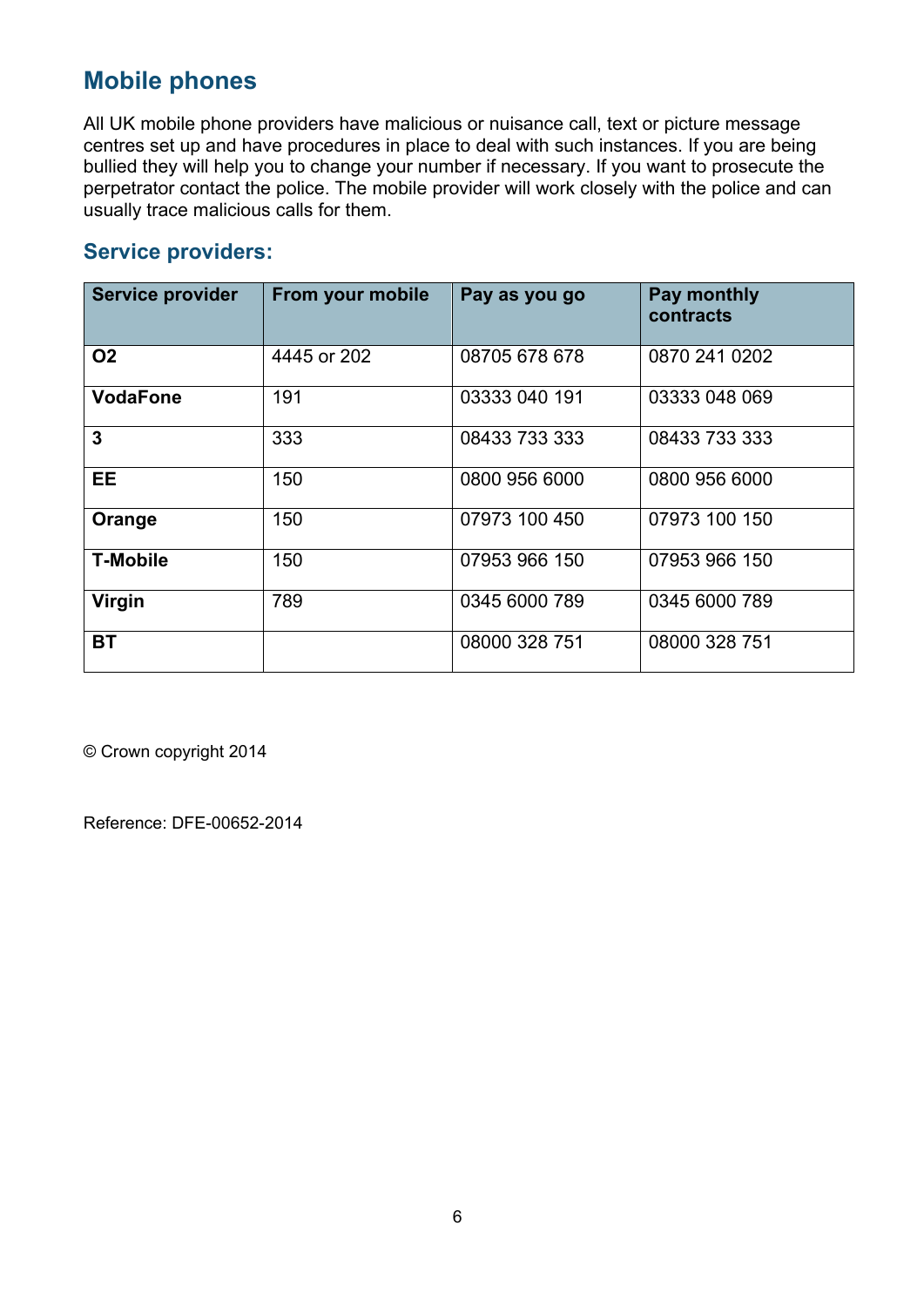## Mobile phones

All UK mobile phone providers have malicious or nuisance call, text or picture message centres set up and have procedures in place to deal with such instances. If you are being bullied they will help you to change your number if necessary. If you want to prosecute the perpetrator contact the police. The mobile provider will work closely with the police and can usually trace malicious calls for them.

### Service providers:

| Service provider | From your mobile | Pay as you go | Pay monthly contracts |
|---|---|---|---|
| **O2** | 4445 or 202 | 08705 678 678 | 0870 241 0202 |
| **VodaFone** | 191 | 03333 040 191 | 03333 048 069 |
| **3** | 333 | 08433 733 333 | 08433 733 333 |
| **EE** | 150 | 0800 956 6000 | 0800 956 6000 |
| **Orange** | 150 | 07973 100 450 | 07973 100 150 |
| **T-Mobile** | 150 | 07953 966 150 | 07953 966 150 |
| **Virgin** | 789 | 0345 6000 789 | 0345 6000 789 |
| **BT** | | 08000 328 751 | 08000 328 751 |

© Crown copyright 2014

Reference: DFE-00652-2014